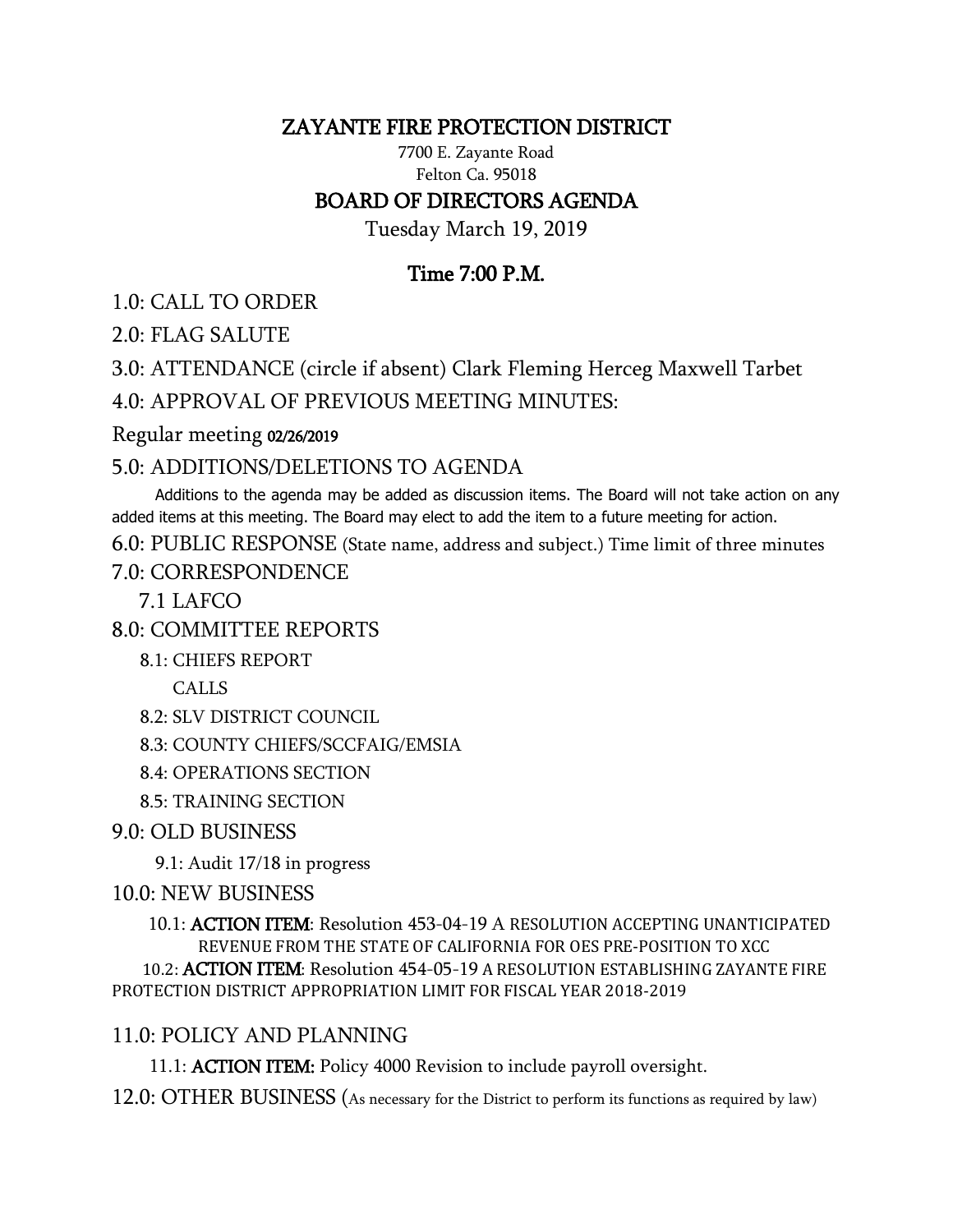# ZAYANTE FIRE PROTECTION DISTRICT

7700 E. Zayante Road
Felton Ca. 95018

## BOARD OF DIRECTORS AGENDA

Tuesday March 19, 2019

### Time 7:00 P.M.

1.0: CALL TO ORDER

2.0: FLAG SALUTE

3.0: ATTENDANCE (circle if absent) Clark Fleming Herceg Maxwell Tarbet

4.0: APPROVAL OF PREVIOUS MEETING MINUTES:

Regular meeting 02/26/2019

5.0: ADDITIONS/DELETIONS TO AGENDA

Additions to the agenda may be added as discussion items. The Board will not take action on any added items at this meeting. The Board may elect to add the item to a future meeting for action.

6.0: PUBLIC RESPONSE (State name, address and subject.) Time limit of three minutes

7.0: CORRESPONDENCE

- 7.1 LAFCO

8.0: COMMITTEE REPORTS

- 8.1: CHIEFS REPORT
  - CALLS
- 8.2: SLV DISTRICT COUNCIL
- 8.3: COUNTY CHIEFS/SCCFAIG/EMSIA
- 8.4: OPERATIONS SECTION
- 8.5: TRAINING SECTION

9.0: OLD BUSINESS

- 9.1: Audit 17/18 in progress

10.0: NEW BUSINESS

- 10.1: **ACTION ITEM**: Resolution 453-04-19 A RESOLUTION ACCEPTING UNANTICIPATED REVENUE FROM THE STATE OF CALIFORNIA FOR OES PRE-POSITION TO XCC
- 10.2: **ACTION ITEM**: Resolution 454-05-19 A RESOLUTION ESTABLISHING ZAYANTE FIRE PROTECTION DISTRICT APPROPRIATION LIMIT FOR FISCAL YEAR 2018-2019

11.0: POLICY AND PLANNING

- 11.1: **ACTION ITEM:** Policy 4000 Revision to include payroll oversight.

12.0: OTHER BUSINESS (As necessary for the District to perform its functions as required by law)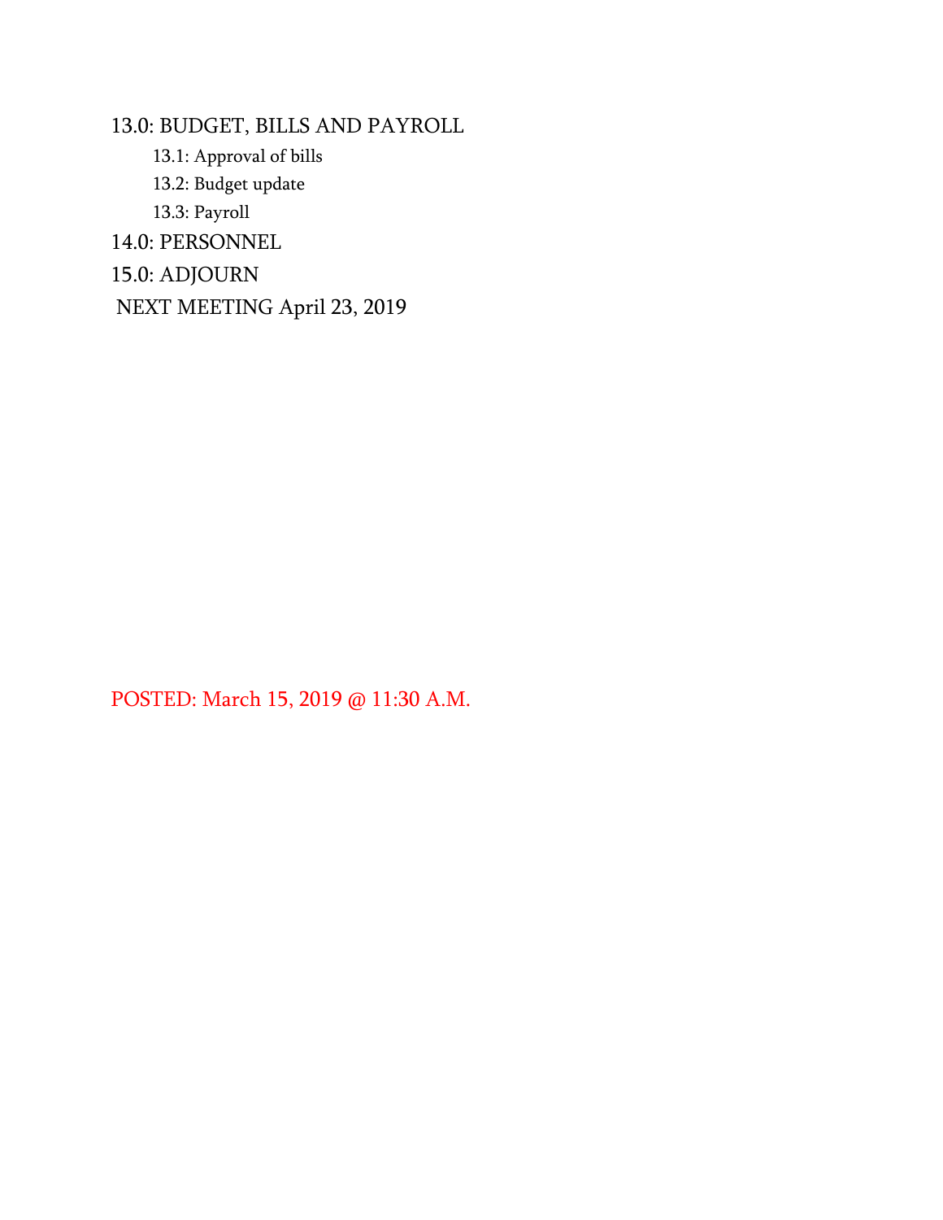13.0: BUDGET, BILLS AND PAYROLL

- 13.1: Approval of bills
- 13.2: Budget update
- 13.3: Payroll

14.0: PERSONNEL

15.0: ADJOURN

NEXT MEETING April 23, 2019

POSTED: March 15, 2019 @ 11:30 A.M.